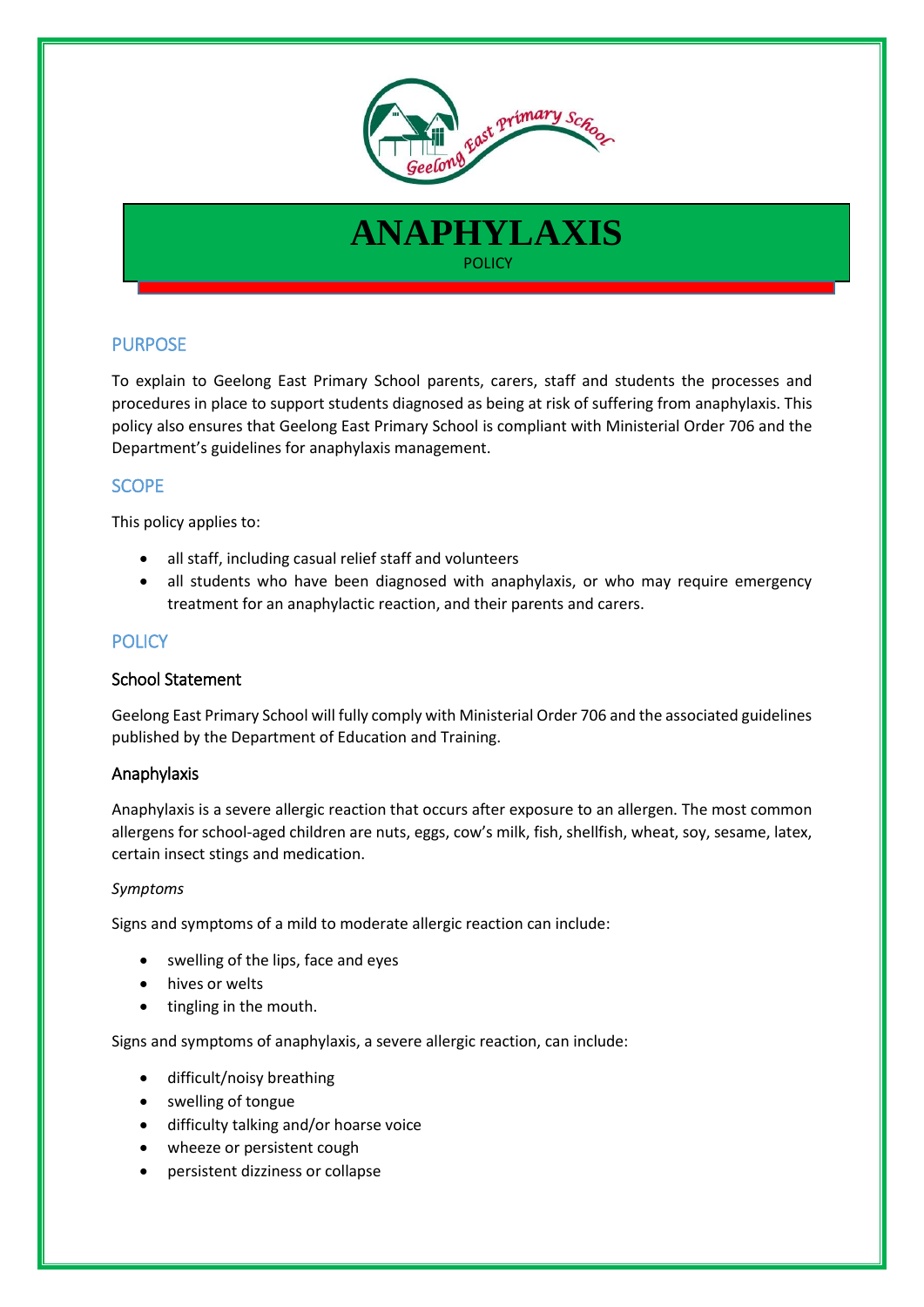# ANAPHYLAXIS

POLICY

## PURPOSE

To explain to Geelong East Primary School parents, carers, staff and students the processes and procedures in place to support students diagnosed as being at risk of suffering from anaphylaxis. This policy also ensures that Geelong East Primary School is compliant with Ministerial Order 706 and the Department's guidelines for anaphylaxis management.

## SCOPE

This policy applies to:

- all staff, including casual relief staff and volunteers
- all students who have been diagnosed with anaphylaxis, or who may require emergency treatment for an anaphylactic reaction, and their parents and carers.

## POLICY

### School Statement

Geelong East Primary School will fully comply with Ministerial Order 706 and the associated guidelines published by the Department of Education and Training.

### Anaphylaxis

Anaphylaxis is a severe allergic reaction that occurs after exposure to an allergen. The most common allergens for school-aged children are nuts, eggs, cow's milk, fish, shellfish, wheat, soy, sesame, latex, certain insect stings and medication.

*Symptoms*

Signs and symptoms of a mild to moderate allergic reaction can include:

- swelling of the lips, face and eyes
- hives or welts
- tingling in the mouth.

Signs and symptoms of anaphylaxis, a severe allergic reaction, can include:

- difficult/noisy breathing
- swelling of tongue
- difficulty talking and/or hoarse voice
- wheeze or persistent cough
- persistent dizziness or collapse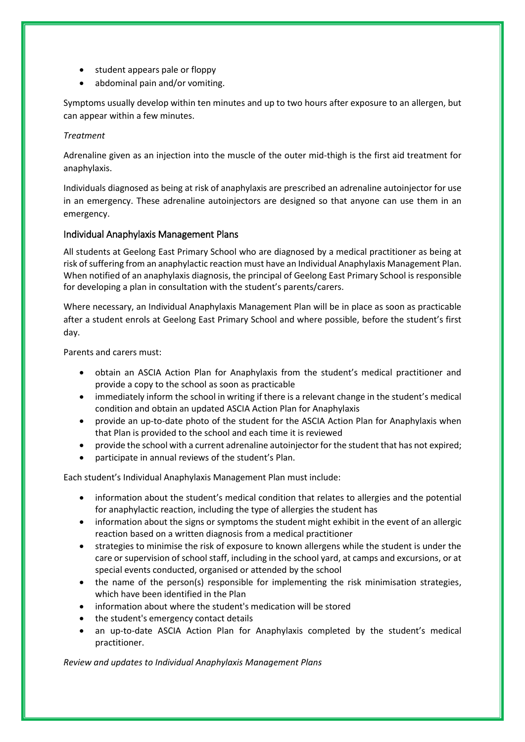- student appears pale or floppy
- abdominal pain and/or vomiting.

Symptoms usually develop within ten minutes and up to two hours after exposure to an allergen, but can appear within a few minutes.

*Treatment*

Adrenaline given as an injection into the muscle of the outer mid-thigh is the first aid treatment for anaphylaxis.

Individuals diagnosed as being at risk of anaphylaxis are prescribed an adrenaline autoinjector for use in an emergency. These adrenaline autoinjectors are designed so that anyone can use them in an emergency.

## Individual Anaphylaxis Management Plans

All students at Geelong East Primary School who are diagnosed by a medical practitioner as being at risk of suffering from an anaphylactic reaction must have an Individual Anaphylaxis Management Plan. When notified of an anaphylaxis diagnosis, the principal of Geelong East Primary School is responsible for developing a plan in consultation with the student's parents/carers.

Where necessary, an Individual Anaphylaxis Management Plan will be in place as soon as practicable after a student enrols at Geelong East Primary School and where possible, before the student's first day.

Parents and carers must:

- obtain an ASCIA Action Plan for Anaphylaxis from the student's medical practitioner and provide a copy to the school as soon as practicable
- immediately inform the school in writing if there is a relevant change in the student's medical condition and obtain an updated ASCIA Action Plan for Anaphylaxis
- provide an up-to-date photo of the student for the ASCIA Action Plan for Anaphylaxis when that Plan is provided to the school and each time it is reviewed
- provide the school with a current adrenaline autoinjector for the student that has not expired;
- participate in annual reviews of the student's Plan.

Each student's Individual Anaphylaxis Management Plan must include:

- information about the student's medical condition that relates to allergies and the potential for anaphylactic reaction, including the type of allergies the student has
- information about the signs or symptoms the student might exhibit in the event of an allergic reaction based on a written diagnosis from a medical practitioner
- strategies to minimise the risk of exposure to known allergens while the student is under the care or supervision of school staff, including in the school yard, at camps and excursions, or at special events conducted, organised or attended by the school
- the name of the person(s) responsible for implementing the risk minimisation strategies, which have been identified in the Plan
- information about where the student's medication will be stored
- the student's emergency contact details
- an up-to-date ASCIA Action Plan for Anaphylaxis completed by the student's medical practitioner.

*Review and updates to Individual Anaphylaxis Management Plans*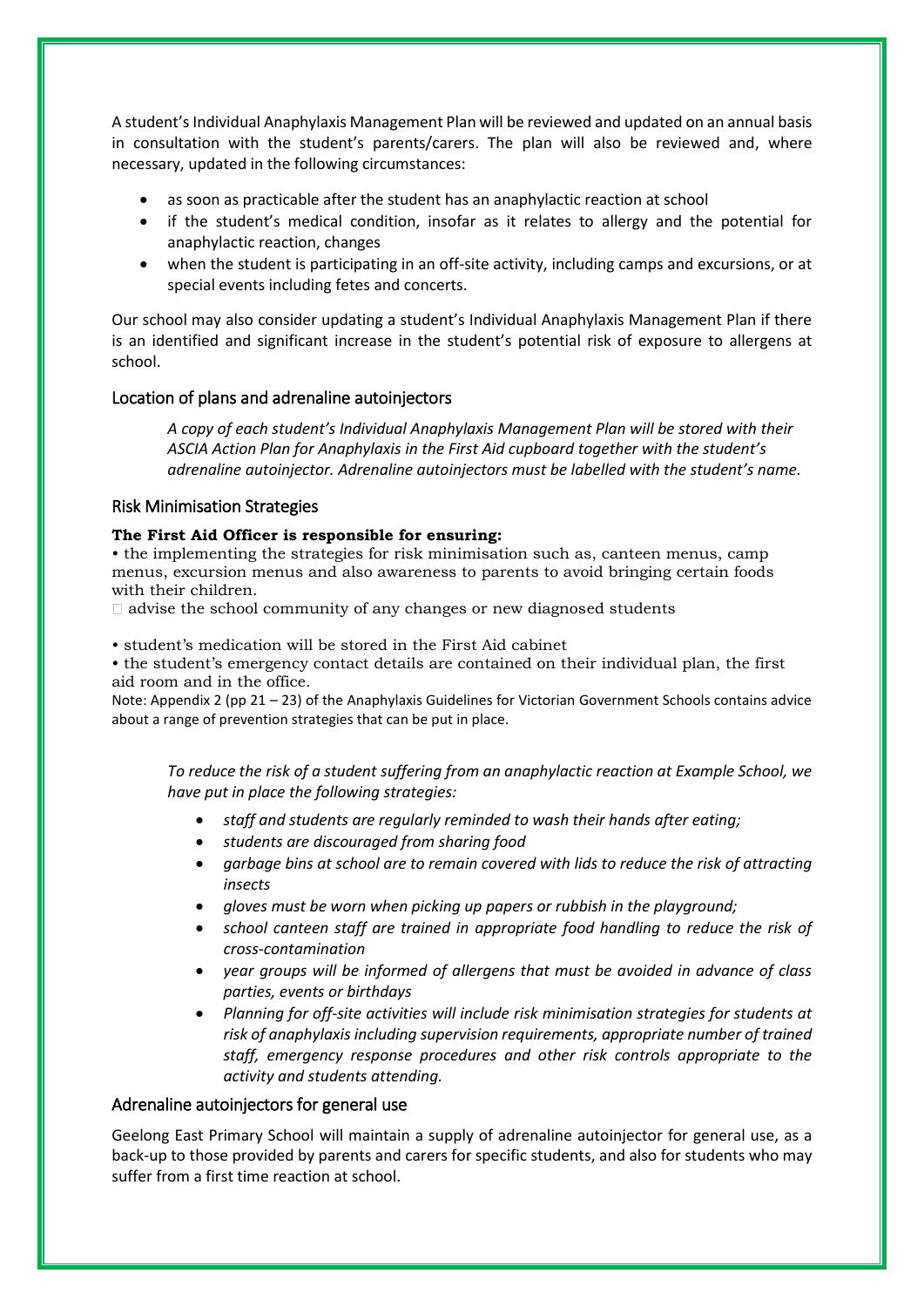A student's Individual Anaphylaxis Management Plan will be reviewed and updated on an annual basis in consultation with the student's parents/carers. The plan will also be reviewed and, where necessary, updated in the following circumstances:

- as soon as practicable after the student has an anaphylactic reaction at school
- if the student's medical condition, insofar as it relates to allergy and the potential for anaphylactic reaction, changes
- when the student is participating in an off-site activity, including camps and excursions, or at special events including fetes and concerts.

Our school may also consider updating a student's Individual Anaphylaxis Management Plan if there is an identified and significant increase in the student's potential risk of exposure to allergens at school.

## Location of plans and adrenaline autoinjectors

*A copy of each student's Individual Anaphylaxis Management Plan will be stored with their ASCIA Action Plan for Anaphylaxis in the First Aid cupboard together with the student's adrenaline autoinjector. Adrenaline autoinjectors must be labelled with the student's name.*

## Risk Minimisation Strategies

**The First Aid Officer is responsible for ensuring:**

- the implementing the strategies for risk minimisation such as, canteen menus, camp menus, excursion menus and also awareness to parents to avoid bringing certain foods with their children.
- advise the school community of any changes or new diagnosed students

- student's medication will be stored in the First Aid cabinet
- the student's emergency contact details are contained on their individual plan, the first aid room and in the office.

Note: Appendix 2 (pp 21 – 23) of the Anaphylaxis Guidelines for Victorian Government Schools contains advice about a range of prevention strategies that can be put in place.

*To reduce the risk of a student suffering from an anaphylactic reaction at Example School, we have put in place the following strategies:*

- *staff and students are regularly reminded to wash their hands after eating;*
- *students are discouraged from sharing food*
- *garbage bins at school are to remain covered with lids to reduce the risk of attracting insects*
- *gloves must be worn when picking up papers or rubbish in the playground;*
- *school canteen staff are trained in appropriate food handling to reduce the risk of cross-contamination*
- *year groups will be informed of allergens that must be avoided in advance of class parties, events or birthdays*
- *Planning for off-site activities will include risk minimisation strategies for students at risk of anaphylaxis including supervision requirements, appropriate number of trained staff, emergency response procedures and other risk controls appropriate to the activity and students attending.*

## Adrenaline autoinjectors for general use

Geelong East Primary School will maintain a supply of adrenaline autoinjector for general use, as a back-up to those provided by parents and carers for specific students, and also for students who may suffer from a first time reaction at school.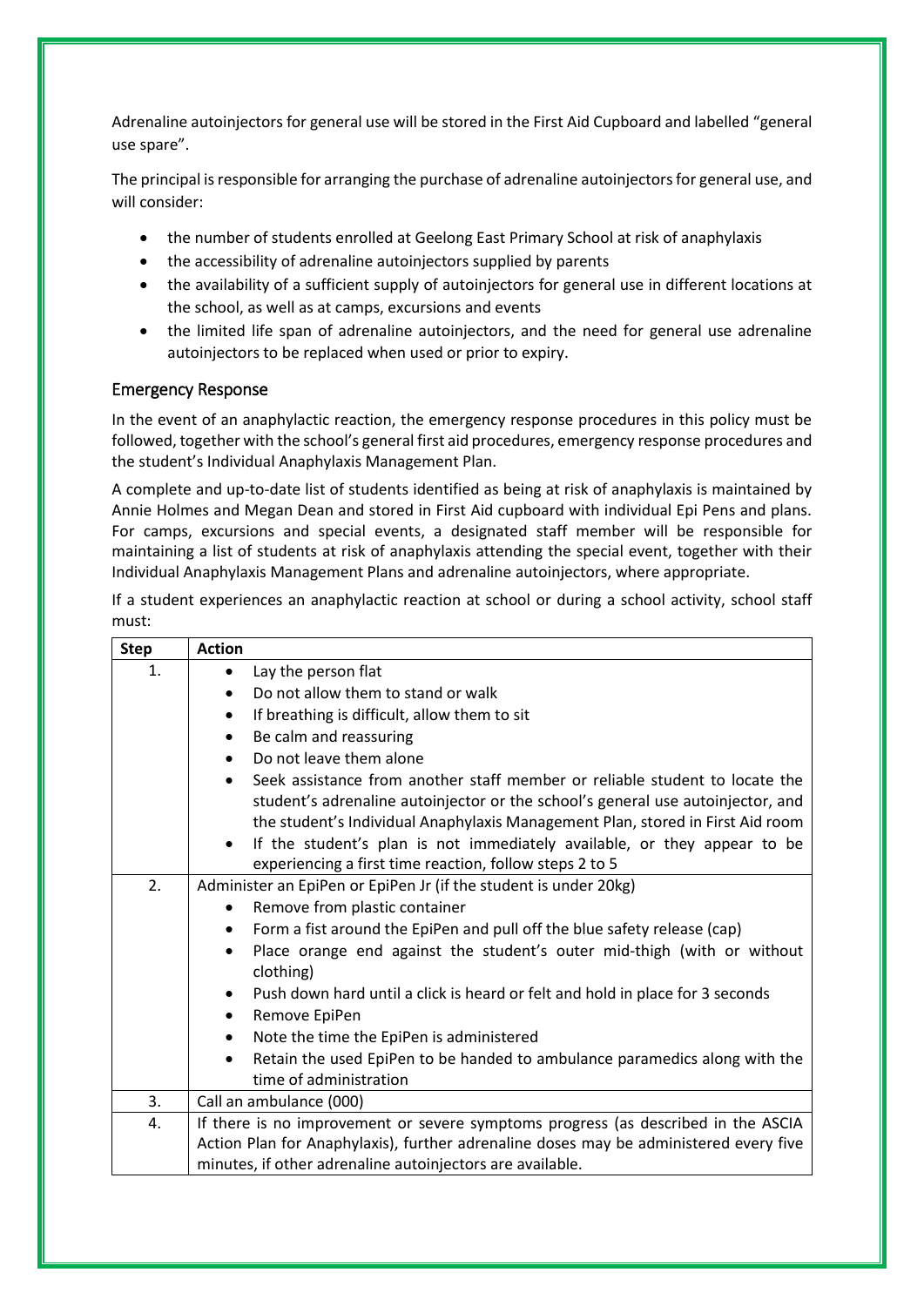Adrenaline autoinjectors for general use will be stored in the First Aid Cupboard and labelled "general use spare".

The principal is responsible for arranging the purchase of adrenaline autoinjectors for general use, and will consider:

- the number of students enrolled at Geelong East Primary School at risk of anaphylaxis
- the accessibility of adrenaline autoinjectors supplied by parents
- the availability of a sufficient supply of autoinjectors for general use in different locations at the school, as well as at camps, excursions and events
- the limited life span of adrenaline autoinjectors, and the need for general use adrenaline autoinjectors to be replaced when used or prior to expiry.

## Emergency Response

In the event of an anaphylactic reaction, the emergency response procedures in this policy must be followed, together with the school's general first aid procedures, emergency response procedures and the student's Individual Anaphylaxis Management Plan.

A complete and up-to-date list of students identified as being at risk of anaphylaxis is maintained by Annie Holmes and Megan Dean and stored in First Aid cupboard with individual Epi Pens and plans. For camps, excursions and special events, a designated staff member will be responsible for maintaining a list of students at risk of anaphylaxis attending the special event, together with their Individual Anaphylaxis Management Plans and adrenaline autoinjectors, where appropriate.

If a student experiences an anaphylactic reaction at school or during a school activity, school staff must:

| Step | Action |
|---|---|
| 1. | • Lay the person flat<br>• Do not allow them to stand or walk<br>• If breathing is difficult, allow them to sit<br>• Be calm and reassuring<br>• Do not leave them alone<br>• Seek assistance from another staff member or reliable student to locate the student's adrenaline autoinjector or the school's general use autoinjector, and the student's Individual Anaphylaxis Management Plan, stored in First Aid room<br>• If the student's plan is not immediately available, or they appear to be experiencing a first time reaction, follow steps 2 to 5 |
| 2. | Administer an EpiPen or EpiPen Jr (if the student is under 20kg)<br>• Remove from plastic container<br>• Form a fist around the EpiPen and pull off the blue safety release (cap)<br>• Place orange end against the student's outer mid-thigh (with or without clothing)<br>• Push down hard until a click is heard or felt and hold in place for 3 seconds<br>• Remove EpiPen<br>• Note the time the EpiPen is administered<br>• Retain the used EpiPen to be handed to ambulance paramedics along with the time of administration |
| 3. | Call an ambulance (000) |
| 4. | If there is no improvement or severe symptoms progress (as described in the ASCIA Action Plan for Anaphylaxis), further adrenaline doses may be administered every five minutes, if other adrenaline autoinjectors are available. |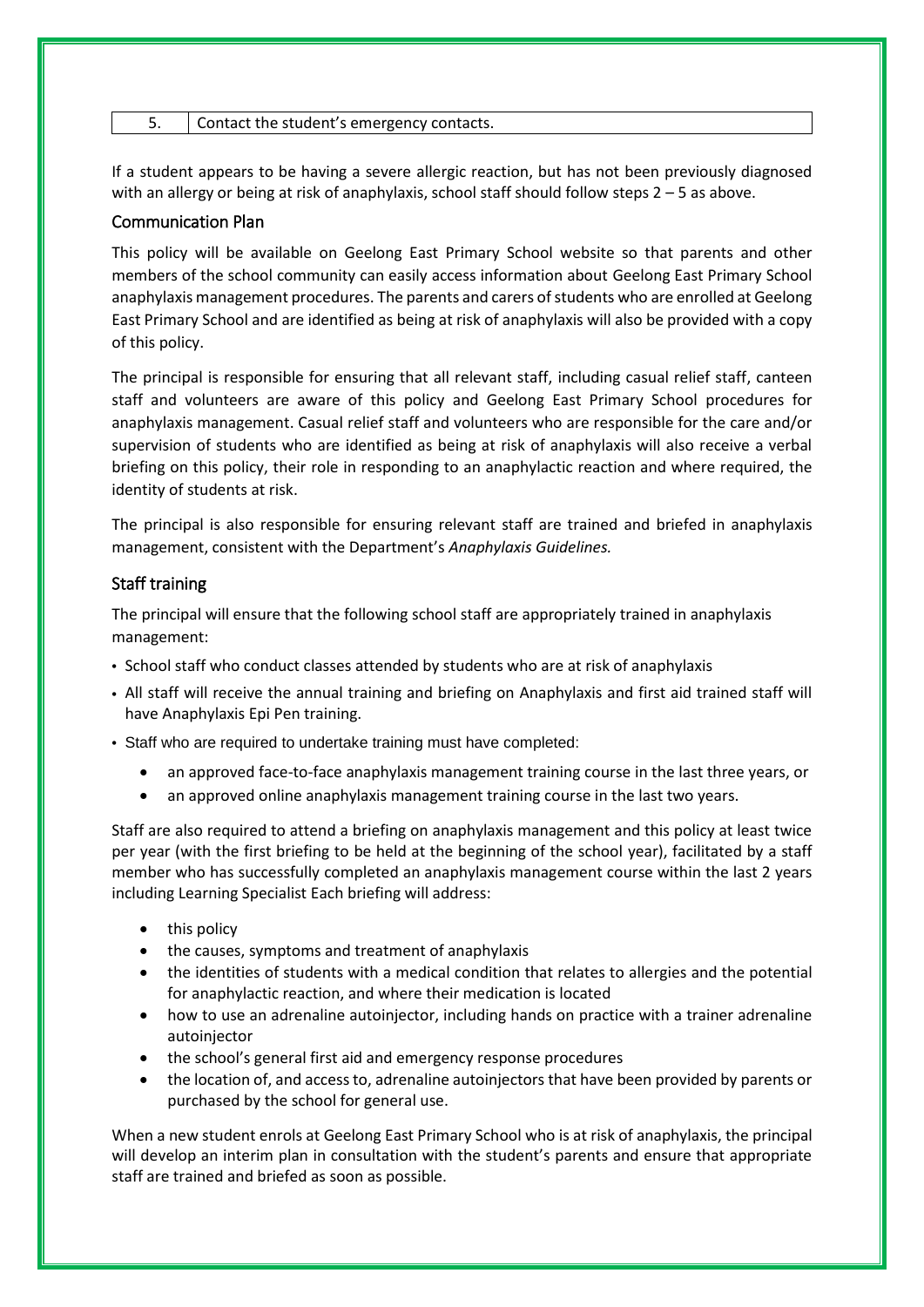| 5. | Contact the student's emergency contacts. |
|---|---|

If a student appears to be having a severe allergic reaction, but has not been previously diagnosed with an allergy or being at risk of anaphylaxis, school staff should follow steps 2 – 5 as above.

## Communication Plan

This policy will be available on Geelong East Primary School website so that parents and other members of the school community can easily access information about Geelong East Primary School anaphylaxis management procedures. The parents and carers of students who are enrolled at Geelong East Primary School and are identified as being at risk of anaphylaxis will also be provided with a copy of this policy.

The principal is responsible for ensuring that all relevant staff, including casual relief staff, canteen staff and volunteers are aware of this policy and Geelong East Primary School procedures for anaphylaxis management. Casual relief staff and volunteers who are responsible for the care and/or supervision of students who are identified as being at risk of anaphylaxis will also receive a verbal briefing on this policy, their role in responding to an anaphylactic reaction and where required, the identity of students at risk.

The principal is also responsible for ensuring relevant staff are trained and briefed in anaphylaxis management, consistent with the Department's *Anaphylaxis Guidelines.*

## Staff training

The principal will ensure that the following school staff are appropriately trained in anaphylaxis management:

- School staff who conduct classes attended by students who are at risk of anaphylaxis
- All staff will receive the annual training and briefing on Anaphylaxis and first aid trained staff will have Anaphylaxis Epi Pen training.
- Staff who are required to undertake training must have completed:
    - an approved face-to-face anaphylaxis management training course in the last three years, or
    - an approved online anaphylaxis management training course in the last two years.

Staff are also required to attend a briefing on anaphylaxis management and this policy at least twice per year (with the first briefing to be held at the beginning of the school year), facilitated by a staff member who has successfully completed an anaphylaxis management course within the last 2 years including Learning Specialist Each briefing will address:

- this policy
- the causes, symptoms and treatment of anaphylaxis
- the identities of students with a medical condition that relates to allergies and the potential for anaphylactic reaction, and where their medication is located
- how to use an adrenaline autoinjector, including hands on practice with a trainer adrenaline autoinjector
- the school's general first aid and emergency response procedures
- the location of, and access to, adrenaline autoinjectors that have been provided by parents or purchased by the school for general use.

When a new student enrols at Geelong East Primary School who is at risk of anaphylaxis, the principal will develop an interim plan in consultation with the student's parents and ensure that appropriate staff are trained and briefed as soon as possible.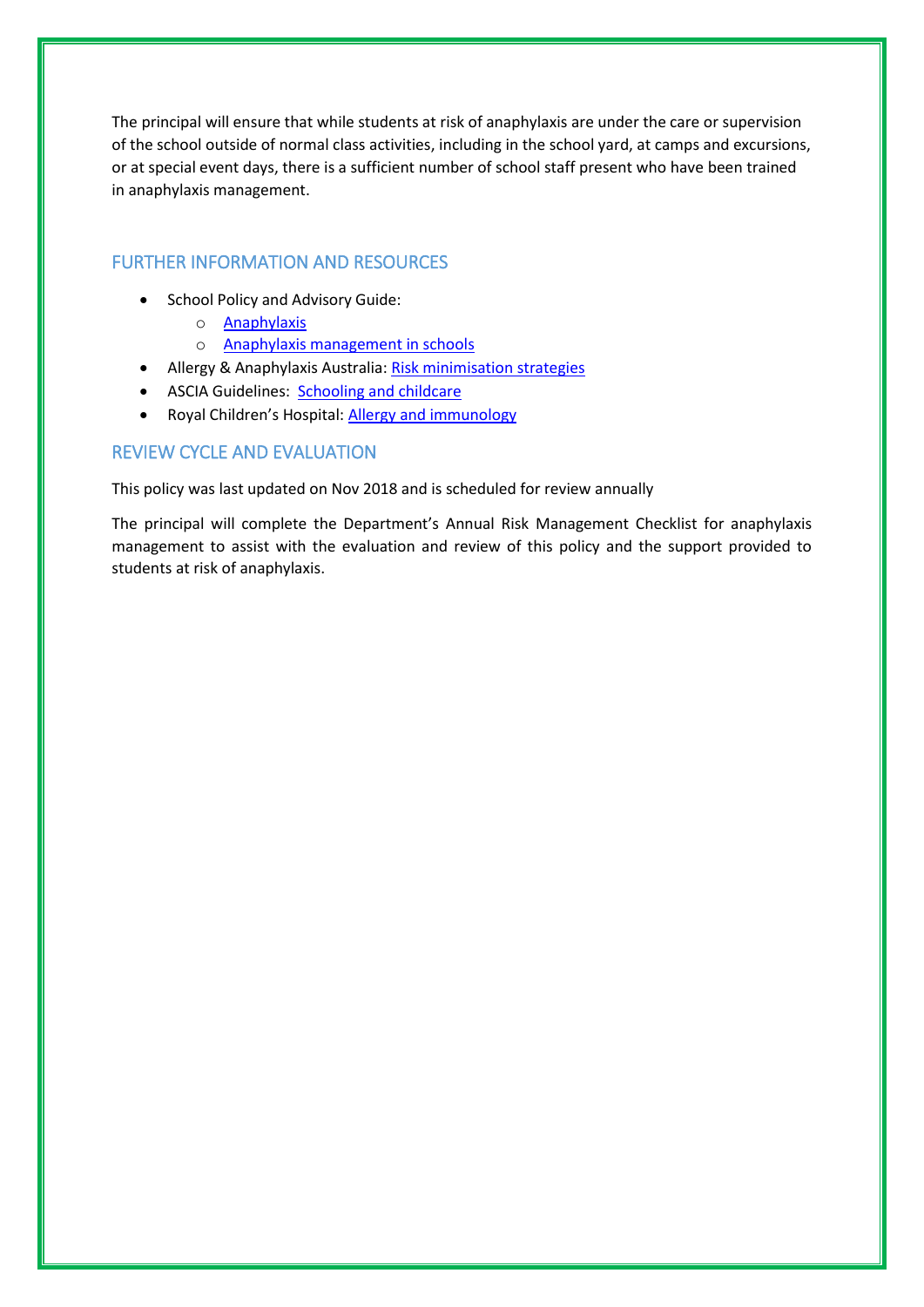The principal will ensure that while students at risk of anaphylaxis are under the care or supervision of the school outside of normal class activities, including in the school yard, at camps and excursions, or at special event days, there is a sufficient number of school staff present who have been trained in anaphylaxis management.

## FURTHER INFORMATION AND RESOURCES

- School Policy and Advisory Guide:
  - Anaphylaxis
  - Anaphylaxis management in schools
- Allergy & Anaphylaxis Australia: Risk minimisation strategies
- ASCIA Guidelines: Schooling and childcare
- Royal Children's Hospital: Allergy and immunology

## REVIEW CYCLE AND EVALUATION

This policy was last updated on Nov 2018 and is scheduled for review annually

The principal will complete the Department's Annual Risk Management Checklist for anaphylaxis management to assist with the evaluation and review of this policy and the support provided to students at risk of anaphylaxis.